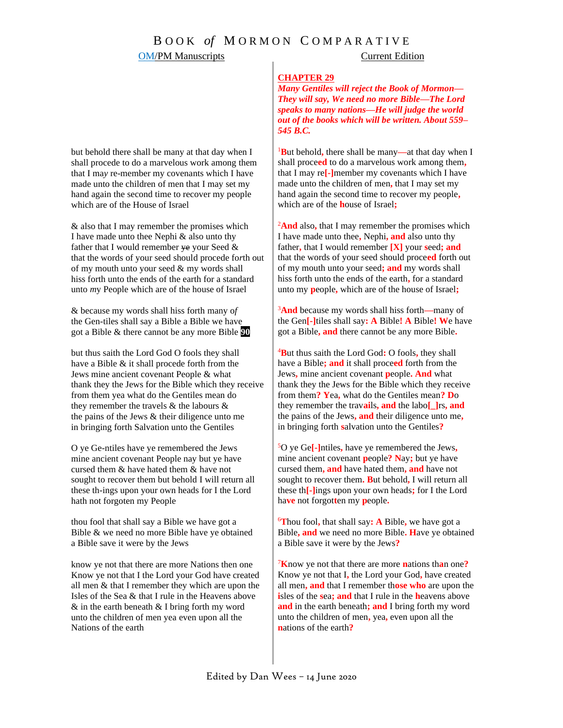# Book *of* Mormon Comparative

| OM/PM Manuscripts | Current Edition |
|---|---|
| | **CHAPTER 29** *Many Gentiles will reject the Book of Mormon—They will say, We need no more Bible—The Lord speaks to many nations—He will judge the world out of the books which will be written. About 559–545 B.C.* |
| but behold there shall be many at that day when I shall procede to do a marvelous work among them that I may re-member my covenants which I have made unto the children of men that I may set my hand again the second time to recover my people which are of the House of Israel | [1]But behold, there shall be many—at that day when I shall proceed to do a marvelous work among them, that I may re[-]member my covenants which I have made unto the children of men, that I may set my hand again the second time to recover my people, which are of the house of Israel; |
| & also that I may remember the promises which I have made unto thee Nephi & also unto thy father that I would remember ~~ye~~ your Seed & that the words of your seed should procede forth out of my mouth unto your seed & my words shall hiss forth unto the ends of the earth for a standard unto *m*y People which are of the house of Israel | [2]And also, that I may remember the promises which I have made unto thee, Nephi, and also unto thy father, that I would remember [X] your seed; and that the words of your seed should proceed forth out of my mouth unto your seed; and my words shall hiss forth unto the ends of the earth, for a standard unto my people, which are of the house of Israel; |
| & because my words shall hiss forth many *of* the Gen-tiles shall say a Bible a Bible we have got a Bible & there cannot be any more Bible **90** | [3]And because my words shall hiss forth—many of the Gen[-]tiles shall say: A Bible! A Bible! We have got a Bible, and there cannot be any more Bible. |
| but thus saith the Lord God O fools they shall have a Bible & it shall procede forth from the Jews mine ancient covenant People & what thank they the Jews for the Bible which they receive from them yea what do the Gentiles mean do they remember the travels & the labours & the pains of the Jews & their diligence unto me in bringing forth Salvation unto the Gentiles | [4]But thus saith the Lord God: O fools, they shall have a Bible; and it shall proceed forth from the Jews, mine ancient covenant people. And what thank they the Jews for the Bible which they receive from them? Yea, what do the Gentiles mean? Do they remember the travails, and the labo[_]rs, and the pains of the Jews, and their diligence unto me, in bringing forth salvation unto the Gentiles? |
| O ye Ge-ntiles have ye remembered the Jews mine ancient covenant People nay but ye have cursed them & have hated them & have not sought to recover them but behold I will return all these th-ings upon your own heads for I the Lord hath not forgoten my People | [5]O ye Ge[-]ntiles, have ye remembered the Jews, mine ancient covenant people? Nay; but ye have cursed them, and have hated them, and have not sought to recover them. But behold, I will return all these th[-]ings upon your own heads; for I the Lord have not forgotten my people. |
| thou fool that shall say a Bible we have got a Bible & we need no more Bible have ye obtained a Bible save it were by the Jews | [6]Thou fool, that shall say: A Bible, we have got a Bible, and we need no more Bible. Have ye obtained a Bible save it were by the Jews? |
| know ye not that there are more Nations then one Know ye not that I the Lord your God have created all men & that I remember they which are upon the Isles of the Sea & that I rule in the Heavens above & in the earth beneath & I bring forth my word unto the children of men yea even upon all the Nations of the earth | [7]Know ye not that there are more nations than one? Know ye not that I, the Lord your God, have created all men, and that I remember those who are upon the isles of the sea; and that I rule in the heavens above and in the earth beneath; and I bring forth my word unto the children of men, yea, even upon all the nations of the earth? |

Edited by Dan Wees – 14 June 2020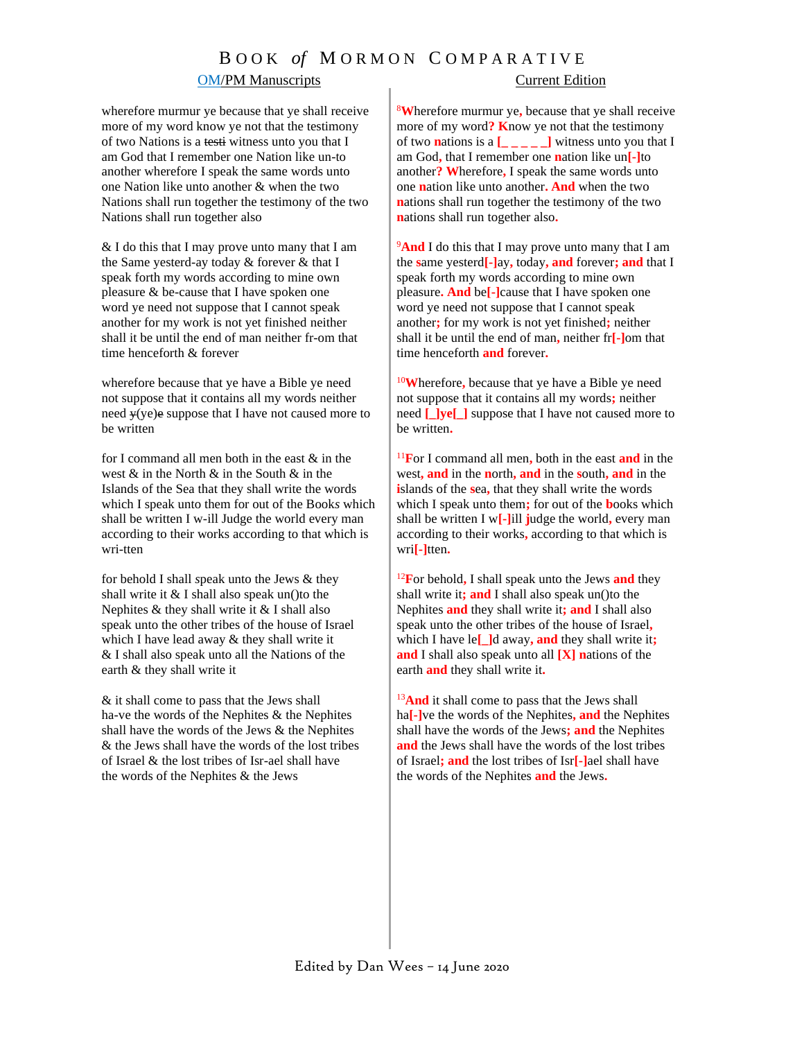# BOOK *of* MORMON COMPARATIVE

| OM/PM Manuscripts | Current Edition |
|---|---|
| wherefore murmur ye because that ye shall receive more of my word know ye not that the testimony of two Nations is a ~~testi~~ witness unto you that I am God that I remember one Nation like un-to another wherefore I speak the same words unto one Nation like unto another & when the two Nations shall run together the testimony of the two Nations shall run together also | [8]**W**herefore murmur ye**,** because that ye shall receive more of my word**? K**now ye not that the testimony of two **n**ations is a **[_ _ _ _ _]** witness unto you that I am God**,** that I remember one **n**ation like un**[-]**to another**? W**herefore**,** I speak the same words unto one **n**ation like unto another**. And** when the two **n**ations shall run together the testimony of the two **n**ations shall run together also**.** |
| & I do this that I may prove unto many that I am the Same yesterd-ay today & forever & that I speak forth my words according to mine own pleasure & be-cause that I have spoken one word ye need not suppose that I cannot speak another for my work is not yet finished neither shall it be until the end of man neither fr-om that time henceforth & forever | [9]**And** I do this that I may prove unto many that I am the **s**ame yesterd**[-]**ay, today**, and** forever**; and** that I speak forth my words according to mine own pleasure**. And** be**[-]**cause that I have spoken one word ye need not suppose that I cannot speak another**;** for my work is not yet finished**;** neither shall it be until the end of man**,** neither fr**[-]**om that time henceforth **and** forever**.** |
| wherefore because that ye have a Bible ye need not suppose that it contains all my words neither need ~~y~~(ye)~~e~~ suppose that I have not caused more to be written | [10]**W**herefore**,** because that ye have a Bible ye need not suppose that it contains all my words**;** neither need **[_]ye[_]** suppose that I have not caused more to be written**.** |
| for I command all men both in the east & in the west & in the North & in the South & in the Islands of the Sea that they shall write the words which I speak unto them for out of the Books which shall be written I w-ill Judge the world every man according to their works according to that which is wri-tten | [11]**F**or I command all men**,** both in the east **and** in the west**, and** in the **n**orth**, and** in the **s**outh**, and** in the **i**slands of the **s**ea**,** that they shall write the words which I speak unto them**;** for out of the **b**ooks which shall be written I w**[-]**ill **j**udge the world**,** every man according to their works**,** according to that which is wri**[-]**tten**.** |
| for behold I shall speak unto the Jews & they shall write it & I shall also speak un()to the Nephites & they shall write it & I shall also speak unto the other tribes of the house of Israel which I have lead away & they shall write it & I shall also speak unto all the Nations of the earth & they shall write it | [12]**F**or behold**,** I shall speak unto the Jews **and** they shall write it**; and** I shall also speak un()to the Nephites **and** they shall write it**; and** I shall also speak unto the other tribes of the house of Israel**,** which I have le**[_]**d away**, and** they shall write it**; and** I shall also speak unto all **[X]** **n**ations of the earth **and** they shall write it**.** |
| & it shall come to pass that the Jews shall ha-ve the words of the Nephites & the Nephites shall have the words of the Jews & the Nephites & the Jews shall have the words of the lost tribes of Israel & the lost tribes of Isr-ael shall have the words of the Nephites & the Jews | [13]**And** it shall come to pass that the Jews shall ha**[-]**ve the words of the Nephites**, and** the Nephites shall have the words of the Jews**; and** the Nephites **and** the Jews shall have the words of the lost tribes of Israel**; and** the lost tribes of Isr**[-]**ael shall have the words of the Nephites **and** the Jews**.** |

Edited by Dan Wees – 14 June 2020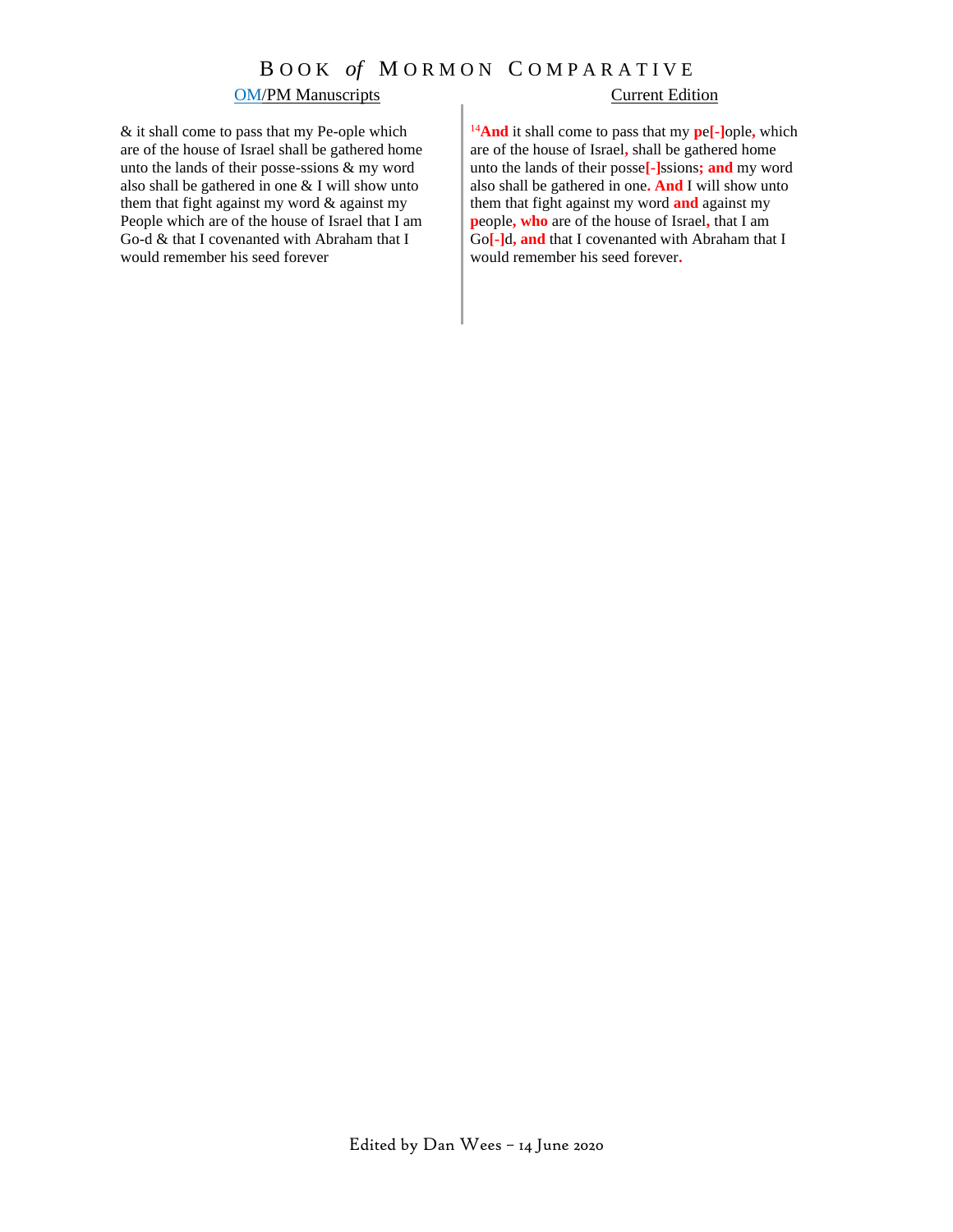| OM/PM Manuscripts | Current Edition |
| --- | --- |
| & it shall come to pass that my Pe-ople which are of the house of Israel shall be gathered home unto the lands of their posse-ssions & my word also shall be gathered in one & I will show unto them that fight against my word & against my People which are of the house of Israel that I am Go-d & that I covenanted with Abraham that I would remember his seed forever | [14]**And** it shall come to pass that my **pe[-]**ople**,** which are of the house of Israel**,** shall be gathered home unto the lands of their posse**[-]**ssions**; and** my word also shall be gathered in one**. And** I will show unto them that fight against my word **and** against my **p**eople**, who** are of the house of Israel**,** that I am Go**[-]**d**, and** that I covenanted with Abraham that I would remember his seed forever**.** |

Edited by Dan Wees – 14 June 2020